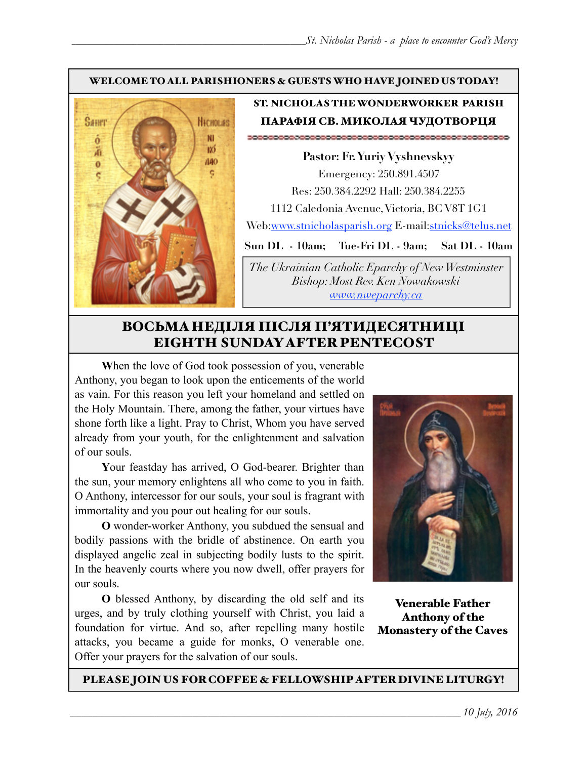**WELCOME TO ALL PARISHIONERS & GUESTS WHO HAVE JOINED US TODAY!**

**ST. NICHOLAS THE WONDERWORKER PARISH**

**ПАРАФІЯ СВ. МИКОЛАЯ ЧУДОТВОРЦЯ**

**Pastor: Fr. Yuriy Vyshnevskyy**

Emergency: 250.891.4507

Res: 250.384.2292 Hall: 250.384.2255

1112 Caledonia Avenue, Victoria, BC V8T 1G1

Web:www.stnicholasparish.org E-mail:stnicks@telus.net

**Sun DL - 10am; Tue-Fri DL - 9am; Sat DL - 10am**

*The Ukrainian Catholic Eparchy of New Westminster*
*Bishop: Most Rev. Ken Nowakowski*
*www.nweparchy.ca*

# ВОСЬМА НЕДІЛЯ ПІСЛЯ П'ЯТИДЕСЯТНИЦІ
# EIGHTH SUNDAY AFTER PENTECOST

**W**hen the love of God took possession of you, venerable Anthony, you began to look upon the enticements of the world as vain. For this reason you left your homeland and settled on the Holy Mountain. There, among the father, your virtues have shone forth like a light. Pray to Christ, Whom you have served already from your youth, for the enlightenment and salvation of our souls.

**Y**our feastday has arrived, O God-bearer. Brighter than the sun, your memory enlightens all who come to you in faith. O Anthony, intercessor for our souls, your soul is fragrant with immortality and you pour out healing for our souls.

**O** wonder-worker Anthony, you subdued the sensual and bodily passions with the bridle of abstinence. On earth you displayed angelic zeal in subjecting bodily lusts to the spirit. In the heavenly courts where you now dwell, offer prayers for our souls.

**O** blessed Anthony, by discarding the old self and its urges, and by truly clothing yourself with Christ, you laid a foundation for virtue. And so, after repelling many hostile attacks, you became a guide for monks, O venerable one. Offer your prayers for the salvation of our souls.

**Venerable Father Anthony of the Monastery of the Caves**

**PLEASE JOIN US FOR COFFEE & FELLOWSHIP AFTER DIVINE LITURGY!**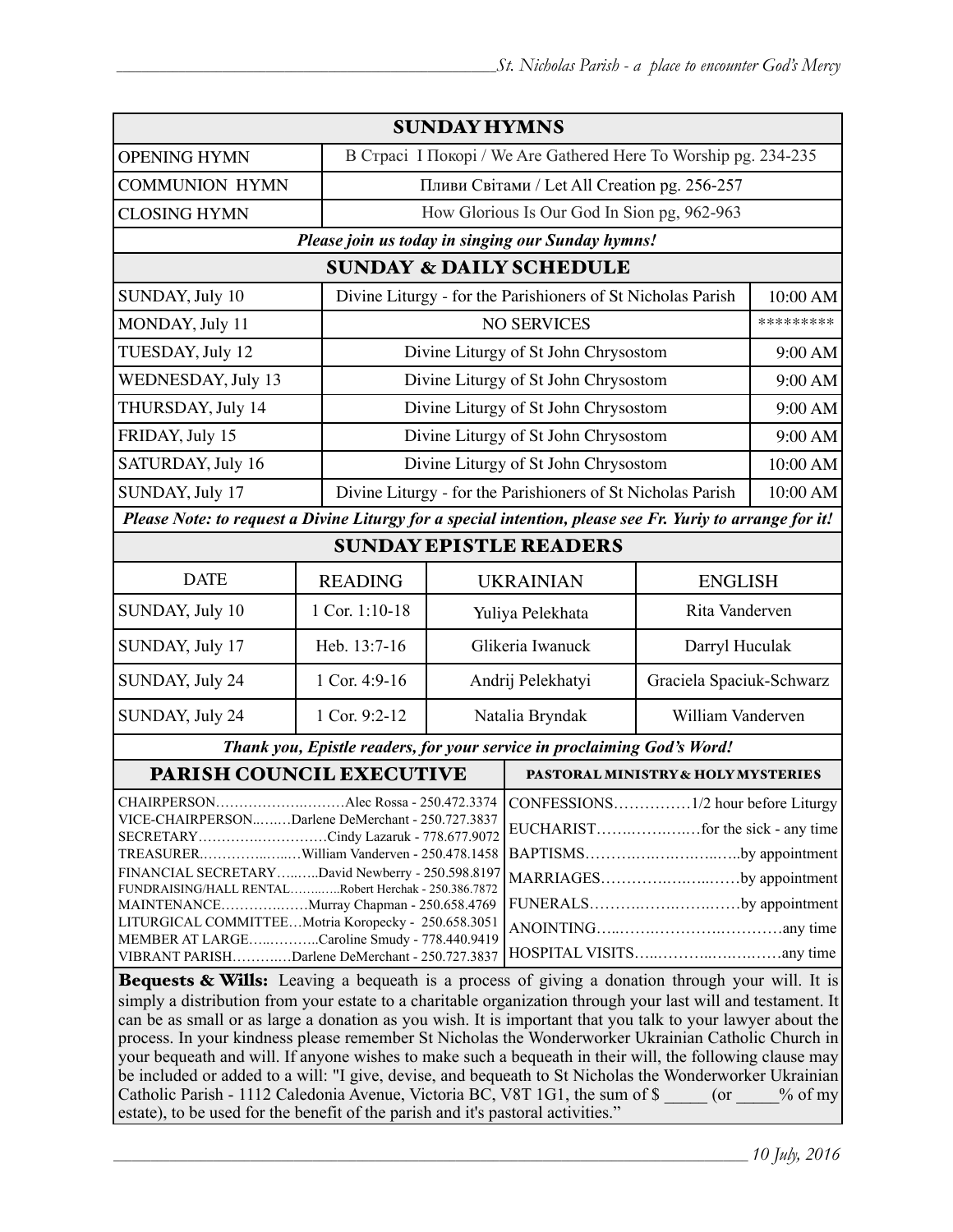## SUNDAY HYMNS

| | |
|---|---|
| OPENING HYMN | В Страсі І Покорі / We Are Gathered Here To Worship pg. 234-235 |
| COMMUNION HYMN | Пливи Світами / Let All Creation pg. 256-257 |
| CLOSING HYMN | How Glorious Is Our God In Sion pg, 962-963 |

***Please join us today in singing our Sunday hymns!***

## SUNDAY & DAILY SCHEDULE

| | | |
|---|---|---|
| SUNDAY, July 10 | Divine Liturgy - for the Parishioners of St Nicholas Parish | 10:00 AM |
| MONDAY, July 11 | NO SERVICES | ********* |
| TUESDAY, July 12 | Divine Liturgy of St John Chrysostom | 9:00 AM |
| WEDNESDAY, July 13 | Divine Liturgy of St John Chrysostom | 9:00 AM |
| THURSDAY, July 14 | Divine Liturgy of St John Chrysostom | 9:00 AM |
| FRIDAY, July 15 | Divine Liturgy of St John Chrysostom | 9:00 AM |
| SATURDAY, July 16 | Divine Liturgy of St John Chrysostom | 10:00 AM |
| SUNDAY, July 17 | Divine Liturgy - for the Parishioners of St Nicholas Parish | 10:00 AM |

***Please Note: to request a Divine Liturgy for a special intention, please see Fr. Yuriy to arrange for it!***

## SUNDAY EPISTLE READERS

| DATE | READING | UKRAINIAN | ENGLISH |
|---|---|---|---|
| SUNDAY, July 10 | 1 Cor. 1:10-18 | Yuliya Pelekhata | Rita Vanderven |
| SUNDAY, July 17 | Heb. 13:7-16 | Glikeria Iwanuck | Darryl Huculak |
| SUNDAY, July 24 | 1 Cor. 4:9-16 | Andrij Pelekhatyi | Graciela Spaciuk-Schwarz |
| SUNDAY, July 24 | 1 Cor. 9:2-12 | Natalia Bryndak | William Vanderven |

***Thank you, Epistle readers, for your service in proclaiming God's Word!***

## PARISH COUNCIL EXECUTIVE

CHAIRPERSON……………….………Alec Rossa - 250.472.3374
VICE-CHAIRPERSON..….…Darlene DeMerchant - 250.727.3837
SECRETARY……………….………Cindy Lazaruk - 778.677.9072
TREASURER………….……William Vanderven - 250.478.1458
FINANCIAL SECRETARY……..David Newberry - 250.598.8197
FUNDRAISING/HALL RENTAL………..Robert Herchak - 250.386.7872
MAINTENANCE……………Murray Chapman - 250.658.4769
LITURGICAL COMMITTEE…Motria Koropecky - 250.658.3051
MEMBER AT LARGE……………Caroline Smudy - 778.440.9419
VIBRANT PARISH…………Darlene DeMerchant - 250.727.3837

## PASTORAL MINISTRY & HOLY MYSTERIES

CONFESSIONS……………1/2 hour before Liturgy
EUCHARIST………………for the sick - any time
BAPTISMS……………………………by appointment
MARRIAGES…………………………by appointment
FUNERALS…………………………by appointment
ANOINTING……………………………any time
HOSPITAL VISITS………………………any time

**Bequests & Wills:** Leaving a bequeath is a process of giving a donation through your will. It is simply a distribution from your estate to a charitable organization through your last will and testament. It can be as small or as large a donation as you wish. It is important that you talk to your lawyer about the process. In your kindness please remember St Nicholas the Wonderworker Ukrainian Catholic Church in your bequeath and will. If anyone wishes to make such a bequeath in their will, the following clause may be included or added to a will: "I give, devise, and bequeath to St Nicholas the Wonderworker Ukrainian Catholic Parish - 1112 Caledonia Avenue, Victoria BC, V8T 1G1, the sum of $ _____ (or _____% of my estate), to be used for the benefit of the parish and it's pastoral activities."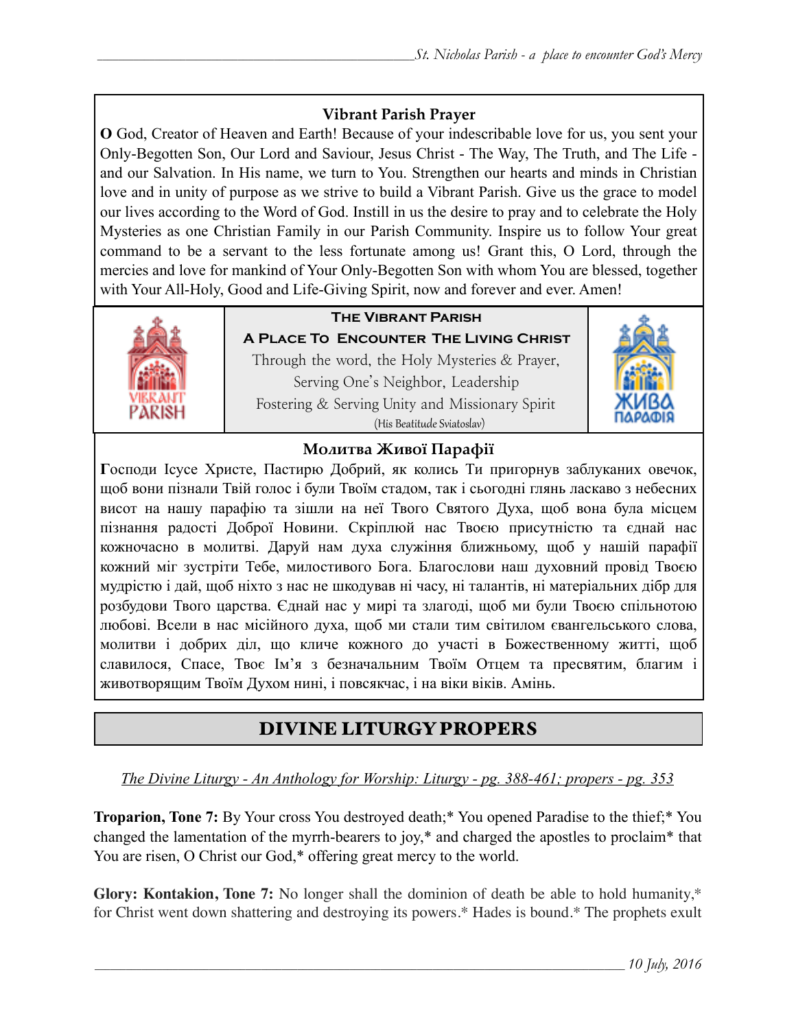### Vibrant Parish Prayer

**O** God, Creator of Heaven and Earth! Because of your indescribable love for us, you sent your Only-Begotten Son, Our Lord and Saviour, Jesus Christ - The Way, The Truth, and The Life - and our Salvation. In His name, we turn to You. Strengthen our hearts and minds in Christian love and in unity of purpose as we strive to build a Vibrant Parish. Give us the grace to model our lives according to the Word of God. Instill in us the desire to pray and to celebrate the Holy Mysteries as one Christian Family in our Parish Community. Inspire us to follow Your great command to be a servant to the less fortunate among us! Grant this, O Lord, through the mercies and love for mankind of Your Only-Begotten Son with whom You are blessed, together with Your All-Holy, Good and Life-Giving Spirit, now and forever and ever. Amen!

**The Vibrant Parish**

**A Place To Encounter The Living Christ**

Through the word, the Holy Mysteries & Prayer,
Serving One's Neighbor, Leadership
Fostering & Serving Unity and Missionary Spirit
(His Beatitude Sviatoslav)

### Молитва Живої Парафії

**Г**осподи Ісусе Христе, Пастирю Добрий, як колись Ти пригорнув заблуканих овечок, щоб вони пізнали Твій голос і були Твоїм стадом, так і сьогодні глянь ласкаво з небесних висот на нашу парафію та зішли на неї Твого Святого Духа, щоб вона була місцем пізнання радості Доброї Новини. Скріплюй нас Твоєю присутністю та єднай нас кожночасно в молитві. Даруй нам духа служіння ближньому, щоб у нашій парафії кожний міг зустріти Тебе, милостивого Бога. Благослови наш духовний провід Твоєю мудрістю і дай, щоб ніхто з нас не шкодував ні часу, ні талантів, ні матеріальних дібр для розбудови Твого царства. Єднай нас у мирі та злагоді, щоб ми були Твоєю спільнотою любові. Всели в нас місійного духа, щоб ми стали тим світилом євангельського слова, молитви і добрих діл, що кличе кожного до участі в Божественному житті, щоб славилося, Спасе, Твоє Ім'я з безначальним Твоїм Отцем та пресвятим, благим і животворящим Твоїм Духом нині, і повсякчас, і на віки віків. Амінь.

## DIVINE LITURGY PROPERS

*The Divine Liturgy - An Anthology for Worship: Liturgy - pg. 388-461; propers - pg. 353*

**Troparion, Tone 7:** By Your cross You destroyed death;* You opened Paradise to the thief;* You changed the lamentation of the myrrh-bearers to joy,* and charged the apostles to proclaim* that You are risen, O Christ our God,* offering great mercy to the world.

**Glory: Kontakion, Tone 7:** No longer shall the dominion of death be able to hold humanity,* for Christ went down shattering and destroying its powers.* Hades is bound.* The prophets exult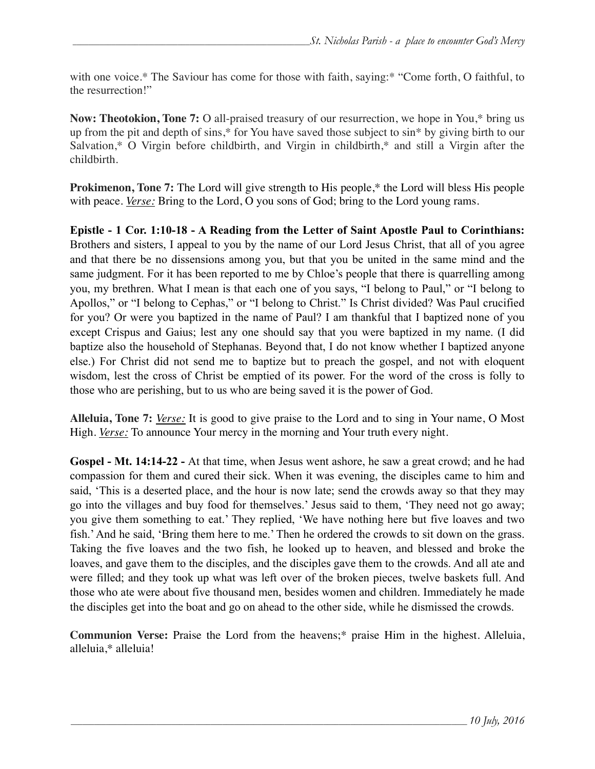with one voice.* The Saviour has come for those with faith, saying:* "Come forth, O faithful, to the resurrection!"

**Now: Theotokion, Tone 7:** O all-praised treasury of our resurrection, we hope in You,* bring us up from the pit and depth of sins,* for You have saved those subject to sin* by giving birth to our Salvation,* O Virgin before childbirth, and Virgin in childbirth,* and still a Virgin after the childbirth.

**Prokimenon, Tone 7:** The Lord will give strength to His people,* the Lord will bless His people with peace. *Verse:* Bring to the Lord, O you sons of God; bring to the Lord young rams.

**Epistle - 1 Cor. 1:10-18 - A Reading from the Letter of Saint Apostle Paul to Corinthians:** Brothers and sisters, I appeal to you by the name of our Lord Jesus Christ, that all of you agree and that there be no dissensions among you, but that you be united in the same mind and the same judgment. For it has been reported to me by Chloe's people that there is quarrelling among you, my brethren. What I mean is that each one of you says, "I belong to Paul," or "I belong to Apollos," or "I belong to Cephas," or "I belong to Christ." Is Christ divided? Was Paul crucified for you? Or were you baptized in the name of Paul? I am thankful that I baptized none of you except Crispus and Gaius; lest any one should say that you were baptized in my name. (I did baptize also the household of Stephanas. Beyond that, I do not know whether I baptized anyone else.) For Christ did not send me to baptize but to preach the gospel, and not with eloquent wisdom, lest the cross of Christ be emptied of its power. For the word of the cross is folly to those who are perishing, but to us who are being saved it is the power of God.

**Alleluia, Tone 7:** *Verse:* It is good to give praise to the Lord and to sing in Your name, O Most High. *Verse:* To announce Your mercy in the morning and Your truth every night.

**Gospel - Mt. 14:14-22 -** At that time, when Jesus went ashore, he saw a great crowd; and he had compassion for them and cured their sick. When it was evening, the disciples came to him and said, 'This is a deserted place, and the hour is now late; send the crowds away so that they may go into the villages and buy food for themselves.' Jesus said to them, 'They need not go away; you give them something to eat.' They replied, 'We have nothing here but five loaves and two fish.' And he said, 'Bring them here to me.' Then he ordered the crowds to sit down on the grass. Taking the five loaves and the two fish, he looked up to heaven, and blessed and broke the loaves, and gave them to the disciples, and the disciples gave them to the crowds. And all ate and were filled; and they took up what was left over of the broken pieces, twelve baskets full. And those who ate were about five thousand men, besides women and children. Immediately he made the disciples get into the boat and go on ahead to the other side, while he dismissed the crowds.

**Communion Verse:** Praise the Lord from the heavens;* praise Him in the highest. Alleluia, alleluia,* alleluia!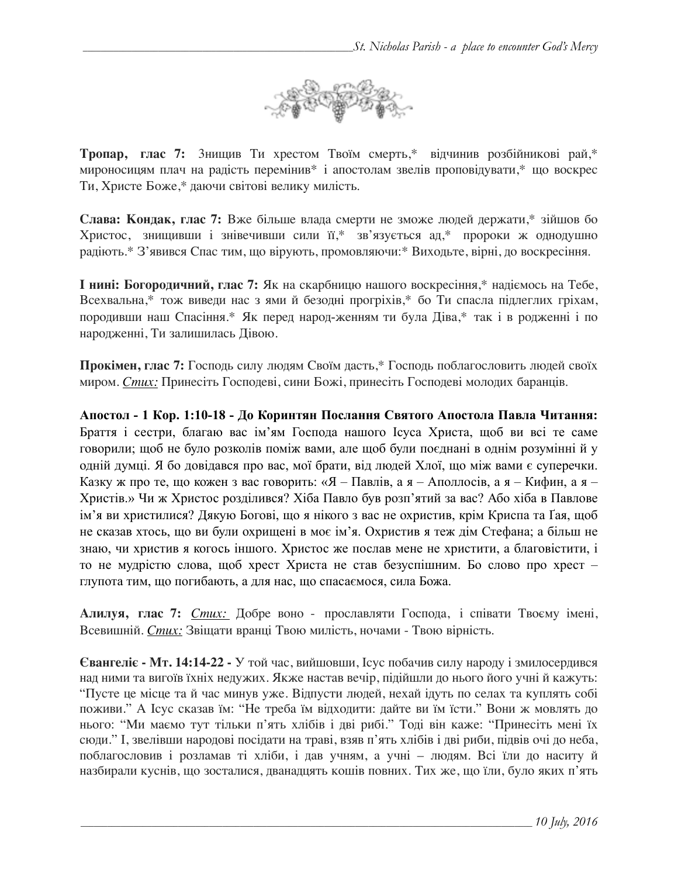**Тропар, глас 7:** Знищив Ти хрестом Твоїм смерть,* відчинив розбійникові рай,* мироносицям плач на радість перемінив* і апостолам звелів проповідувати,* що воскрес Ти, Христе Боже,* даючи світові велику милість.

**Слава: Кондак, глас 7:** Вже більше влада смерти не зможе людей держати,* зійшов бо Христос, знищивши і знівечивши сили її,* зв'язується ад,* пророки ж однодушно радіють.* З'явився Спас тим, що вірують, промовляючи:* Виходьте, вірні, до воскресіння.

**І нині: Богородичний, глас 7:** Як на скарбницю нашого воскресіння,* надіємось на Тебе, Всехвальна,* тож виведи нас з ями й безодні прогріхів,* бо Ти спасла підлеглих гріхам, породивши наш Спасіння.* Як перед народ-женням ти була Діва,* так і в родженні і по народженні, Ти залишилась Дівою.

**Прокімен, глас 7:** Господь силу людям Своїм дасть,* Господь поблагословить людей своїх миром. *Стих:* Принесіть Господеві, сини Божі, принесіть Господеві молодих баранців.

**Апостол - 1 Кор. 1:10-18 - До Коринтян Послання Святого Апостола Павла Читання:** Браття і сестри, благаю вас ім'ям Господа нашого Ісуса Христа, щоб ви всі те саме говорили; щоб не було розколів поміж вами, але щоб були поєднані в однім розумінні й у одній думці. Я бо довідався про вас, мої брати, від людей Хлої, що між вами є суперечки. Казку ж про те, що кожен з вас говорить: «Я – Павлів, а я – Аполлосів, а я – Кифин, а я – Христів.» Чи ж Христос розділився? Хіба Павло був розп'ятий за вас? Або хіба в Павлове ім'я ви христилися? Дякую Богові, що я нікого з вас не охристив, крім Криспа та Ґая, щоб не сказав хтось, що ви були охрищені в моє ім'я. Охристив я теж дім Стефана; а більш не знаю, чи христив я когось іншого. Христос же послав мене не христити, а благовістити, і то не мудрістю слова, щоб хрест Христа не став безуспішним. Бо слово про хрест – глупота тим, що погибають, а для нас, що спасаємося, сила Божа.

**Алилуя, глас 7:** *Стих:* Добре воно - прославляти Господа, і співати Твоєму імені, Всевишній. *Стих:* Звіщати вранці Твою милість, ночами - Твою вірність.

**Євангеліє - Мт. 14:14-22 -** У той час, вийшовши, Ісус побачив силу народу і змилосердився над ними та вигоїв їхніх недужих. Якже настав вечір, підійшли до нього його учні й кажуть: "Пусте це місце та й час минув уже. Відпусти людей, нехай ідуть по селах та куплять собі поживи." А Ісус сказав їм: "Не треба їм відходити: дайте ви їм їсти." Вони ж мовлять до нього: "Ми маємо тут тільки п'ять хлібів і дві рибі." Тоді він каже: "Принесіть мені їх сюди." І, звелівши народові посідати на траві, взяв п'ять хлібів і дві риби, підвів очі до неба, поблагословив і розламав ті хліби, і дав учням, а учні – людям. Всі їли до наситу й назбирали куснів, що зосталися, дванадцять кошів повних. Тих же, що їли, було яких п'ять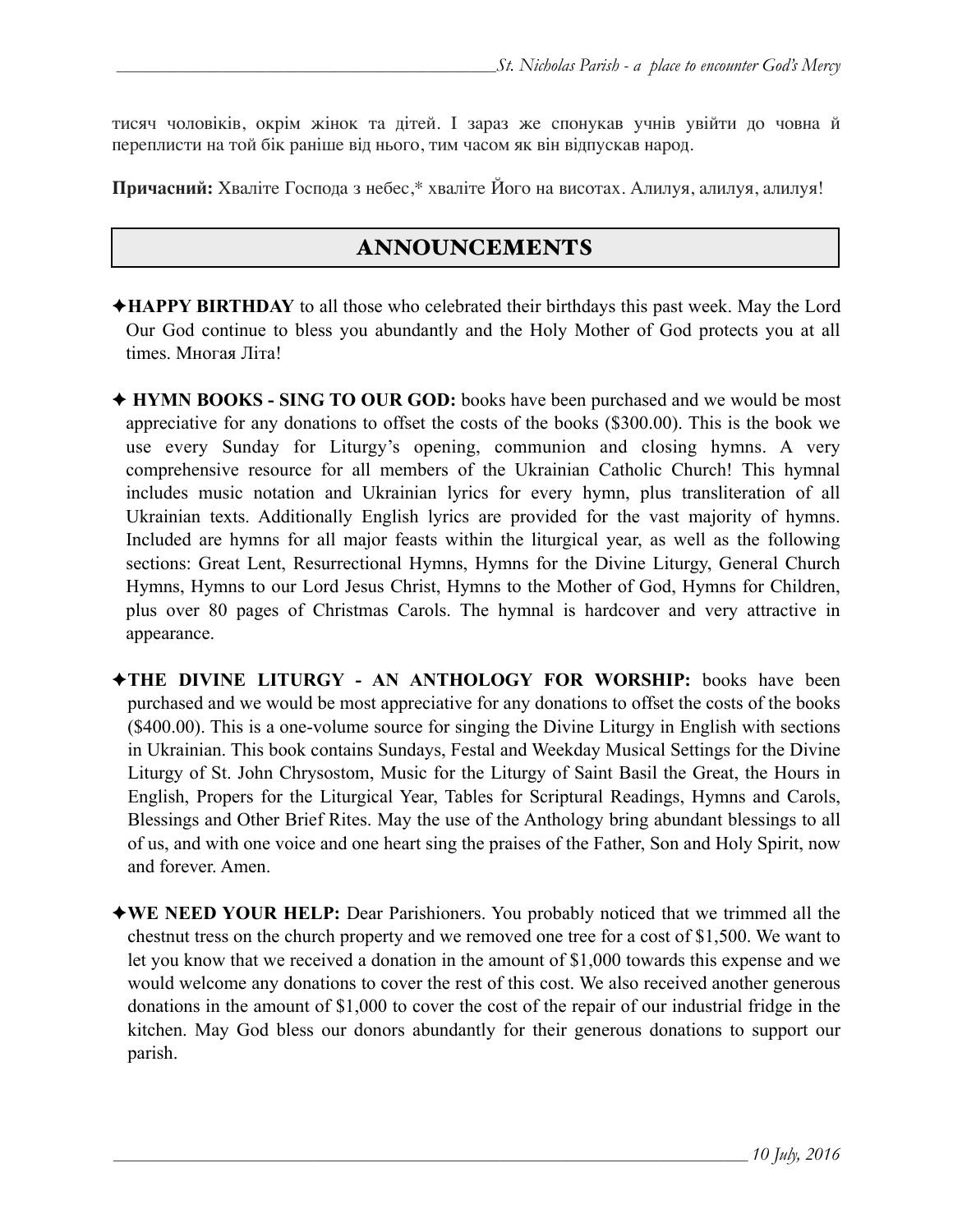тисяч чоловіків, окрім жінок та дітей. І зараз же спонукав учнів увійти до човна й переплисти на той бік раніше від нього, тим часом як він відпускав народ.

**Причасний:** Хваліте Господа з небес,* хваліте Його на висотах. Алилуя, алилуя, алилуя!

## ANNOUNCEMENTS

✦**HAPPY BIRTHDAY** to all those who celebrated their birthdays this past week. May the Lord Our God continue to bless you abundantly and the Holy Mother of God protects you at all times. Многая Літа!

✦ **HYMN BOOKS - SING TO OUR GOD:** books have been purchased and we would be most appreciative for any donations to offset the costs of the books ($300.00). This is the book we use every Sunday for Liturgy's opening, communion and closing hymns. A very comprehensive resource for all members of the Ukrainian Catholic Church! This hymnal includes music notation and Ukrainian lyrics for every hymn, plus transliteration of all Ukrainian texts. Additionally English lyrics are provided for the vast majority of hymns. Included are hymns for all major feasts within the liturgical year, as well as the following sections: Great Lent, Resurrectional Hymns, Hymns for the Divine Liturgy, General Church Hymns, Hymns to our Lord Jesus Christ, Hymns to the Mother of God, Hymns for Children, plus over 80 pages of Christmas Carols. The hymnal is hardcover and very attractive in appearance.

✦**THE DIVINE LITURGY - AN ANTHOLOGY FOR WORSHIP:** books have been purchased and we would be most appreciative for any donations to offset the costs of the books ($400.00). This is a one-volume source for singing the Divine Liturgy in English with sections in Ukrainian. This book contains Sundays, Festal and Weekday Musical Settings for the Divine Liturgy of St. John Chrysostom, Music for the Liturgy of Saint Basil the Great, the Hours in English, Propers for the Liturgical Year, Tables for Scriptural Readings, Hymns and Carols, Blessings and Other Brief Rites. May the use of the Anthology bring abundant blessings to all of us, and with one voice and one heart sing the praises of the Father, Son and Holy Spirit, now and forever. Amen.

✦**WE NEED YOUR HELP:** Dear Parishioners. You probably noticed that we trimmed all the chestnut tress on the church property and we removed one tree for a cost of $1,500. We want to let you know that we received a donation in the amount of $1,000 towards this expense and we would welcome any donations to cover the rest of this cost. We also received another generous donations in the amount of $1,000 to cover the cost of the repair of our industrial fridge in the kitchen. May God bless our donors abundantly for their generous donations to support our parish.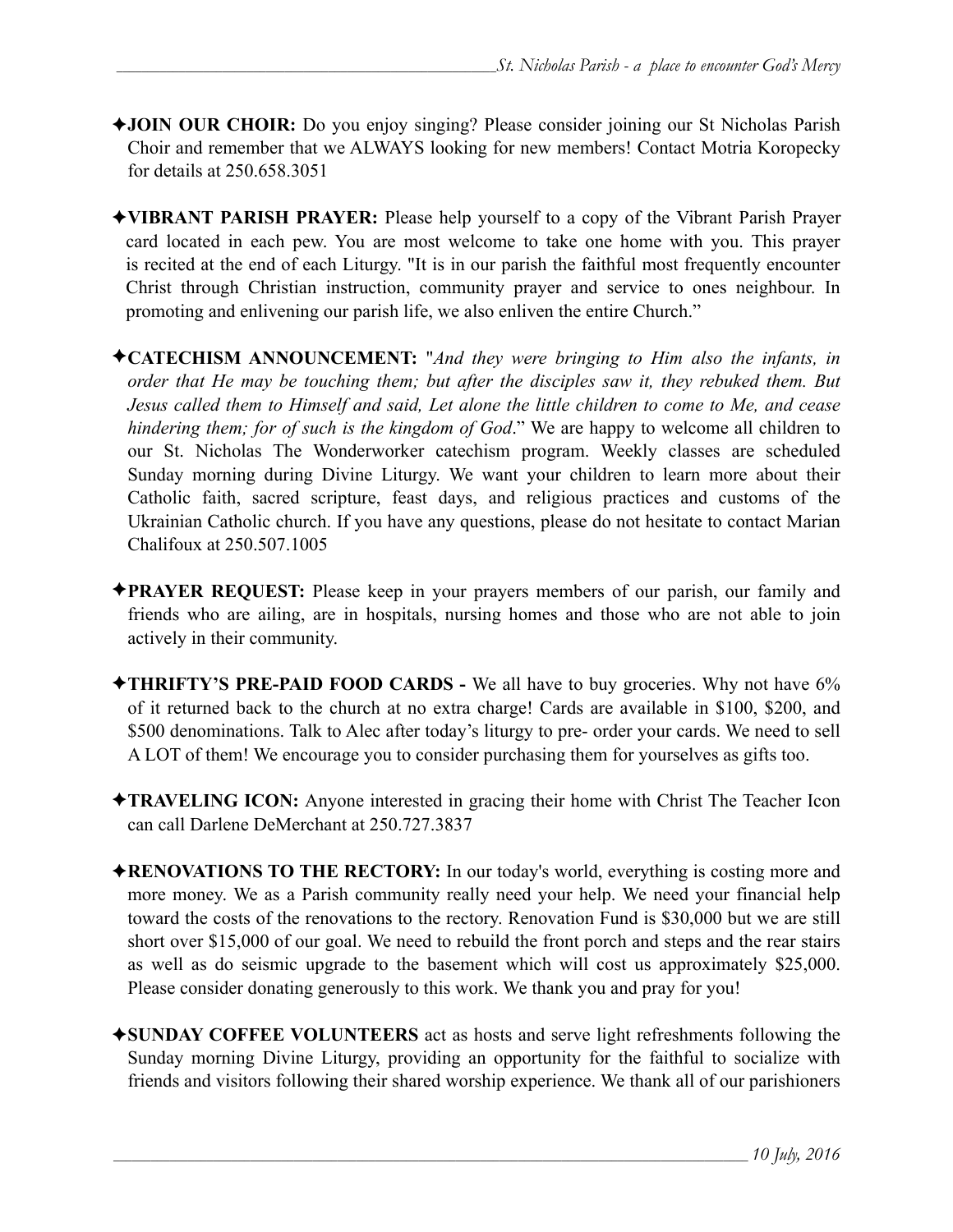✦**JOIN OUR CHOIR:** Do you enjoy singing? Please consider joining our St Nicholas Parish Choir and remember that we ALWAYS looking for new members! Contact Motria Koropecky for details at 250.658.3051

✦**VIBRANT PARISH PRAYER:** Please help yourself to a copy of the Vibrant Parish Prayer card located in each pew. You are most welcome to take one home with you. This prayer is recited at the end of each Liturgy. "It is in our parish the faithful most frequently encounter Christ through Christian instruction, community prayer and service to ones neighbour. In promoting and enlivening our parish life, we also enliven the entire Church."

✦**CATECHISM ANNOUNCEMENT:** "*And they were bringing to Him also the infants, in order that He may be touching them; but after the disciples saw it, they rebuked them. But Jesus called them to Himself and said, Let alone the little children to come to Me, and cease hindering them; for of such is the kingdom of God*." We are happy to welcome all children to our St. Nicholas The Wonderworker catechism program. Weekly classes are scheduled Sunday morning during Divine Liturgy. We want your children to learn more about their Catholic faith, sacred scripture, feast days, and religious practices and customs of the Ukrainian Catholic church. If you have any questions, please do not hesitate to contact Marian Chalifoux at 250.507.1005

✦**PRAYER REQUEST:** Please keep in your prayers members of our parish, our family and friends who are ailing, are in hospitals, nursing homes and those who are not able to join actively in their community.

✦**THRIFTY'S PRE-PAID FOOD CARDS -** We all have to buy groceries. Why not have 6% of it returned back to the church at no extra charge! Cards are available in $100, $200, and $500 denominations. Talk to Alec after today's liturgy to pre- order your cards. We need to sell A LOT of them! We encourage you to consider purchasing them for yourselves as gifts too.

✦**TRAVELING ICON:** Anyone interested in gracing their home with Christ The Teacher Icon can call Darlene DeMerchant at 250.727.3837

✦**RENOVATIONS TO THE RECTORY:** In our today's world, everything is costing more and more money. We as a Parish community really need your help. We need your financial help toward the costs of the renovations to the rectory. Renovation Fund is $30,000 but we are still short over $15,000 of our goal. We need to rebuild the front porch and steps and the rear stairs as well as do seismic upgrade to the basement which will cost us approximately $25,000. Please consider donating generously to this work. We thank you and pray for you!

✦**SUNDAY COFFEE VOLUNTEERS** act as hosts and serve light refreshments following the Sunday morning Divine Liturgy, providing an opportunity for the faithful to socialize with friends and visitors following their shared worship experience. We thank all of our parishioners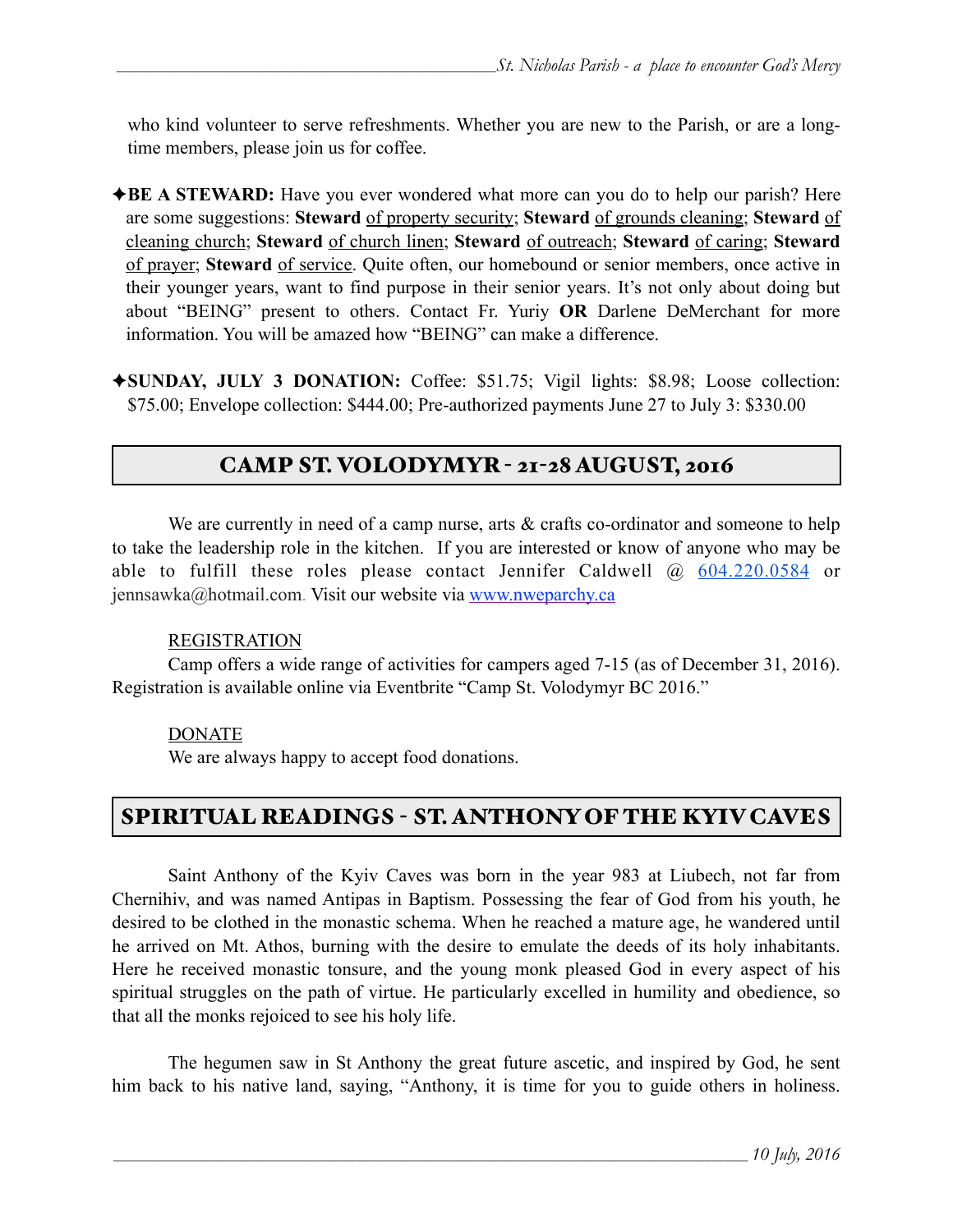who kind volunteer to serve refreshments. Whether you are new to the Parish, or are a long-time members, please join us for coffee.

✦**BE A STEWARD:** Have you ever wondered what more can you do to help our parish? Here are some suggestions: **Steward** of property security; **Steward** of grounds cleaning; **Steward** of cleaning church; **Steward** of church linen; **Steward** of outreach; **Steward** of caring; **Steward** of prayer; **Steward** of service. Quite often, our homebound or senior members, once active in their younger years, want to find purpose in their senior years. It's not only about doing but about "BEING" present to others. Contact Fr. Yuriy **OR** Darlene DeMerchant for more information. You will be amazed how "BEING" can make a difference.

✦**SUNDAY, JULY 3 DONATION:** Coffee: $51.75; Vigil lights: $8.98; Loose collection: $75.00; Envelope collection: $444.00; Pre-authorized payments June 27 to July 3: $330.00

## CAMP ST. VOLODYMYR - 21-28 AUGUST, 2016

We are currently in need of a camp nurse, arts & crafts co-ordinator and someone to help to take the leadership role in the kitchen. If you are interested or know of anyone who may be able to fulfill these roles please contact Jennifer Caldwell @ 604.220.0584 or jennsawka@hotmail.com. Visit our website via www.nweparchy.ca

REGISTRATION

Camp offers a wide range of activities for campers aged 7-15 (as of December 31, 2016). Registration is available online via Eventbrite "Camp St. Volodymyr BC 2016."

DONATE

We are always happy to accept food donations.

## SPIRITUAL READINGS - ST. ANTHONY OF THE KYIV CAVES

Saint Anthony of the Kyiv Caves was born in the year 983 at Liubech, not far from Chernihiv, and was named Antipas in Baptism. Possessing the fear of God from his youth, he desired to be clothed in the monastic schema. When he reached a mature age, he wandered until he arrived on Mt. Athos, burning with the desire to emulate the deeds of its holy inhabitants. Here he received monastic tonsure, and the young monk pleased God in every aspect of his spiritual struggles on the path of virtue. He particularly excelled in humility and obedience, so that all the monks rejoiced to see his holy life.

The hegumen saw in St Anthony the great future ascetic, and inspired by God, he sent him back to his native land, saying, "Anthony, it is time for you to guide others in holiness.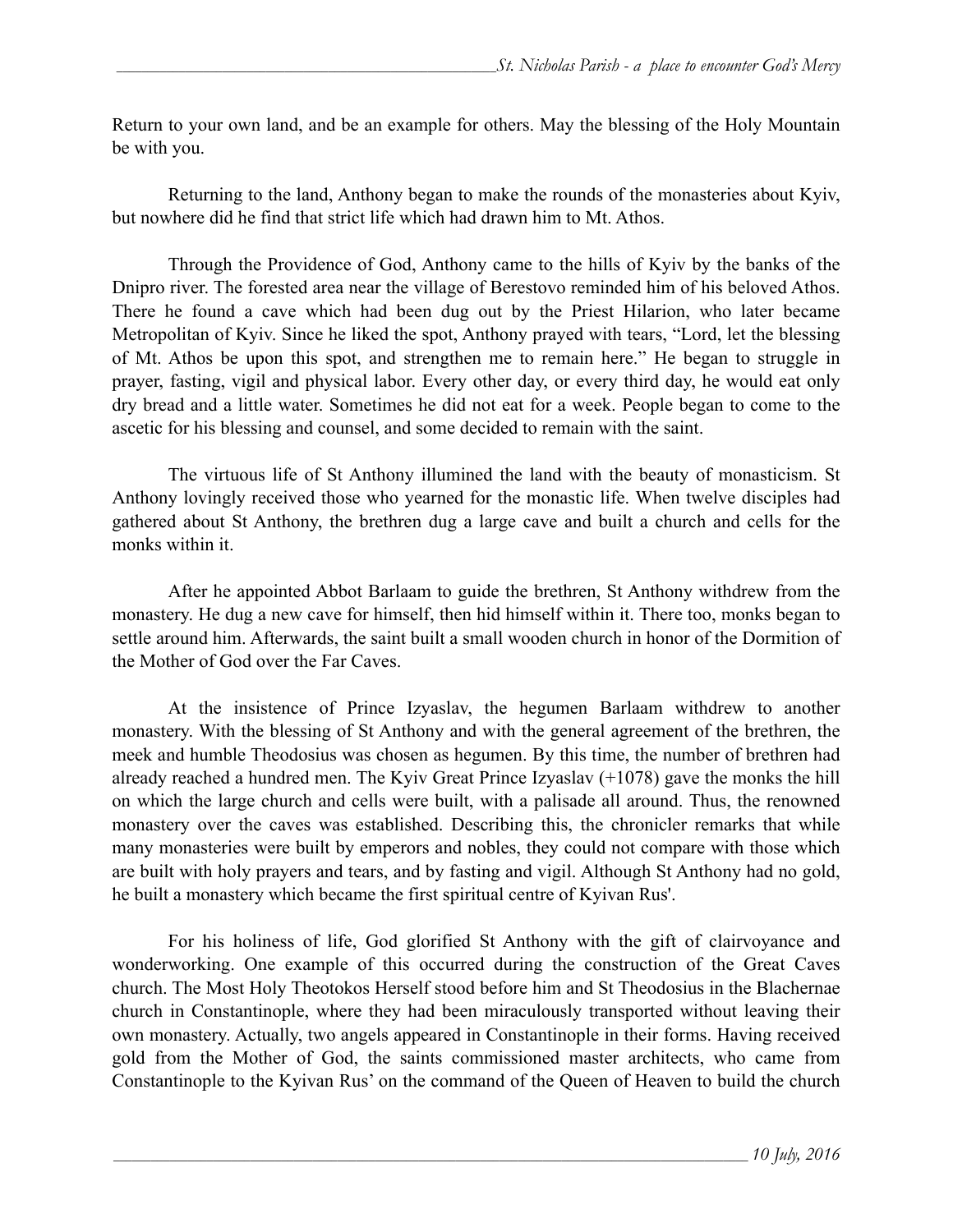Return to your own land, and be an example for others. May the blessing of the Holy Mountain be with you.

Returning to the land, Anthony began to make the rounds of the monasteries about Kyiv, but nowhere did he find that strict life which had drawn him to Mt. Athos.

Through the Providence of God, Anthony came to the hills of Kyiv by the banks of the Dnipro river. The forested area near the village of Berestovo reminded him of his beloved Athos. There he found a cave which had been dug out by the Priest Hilarion, who later became Metropolitan of Kyiv. Since he liked the spot, Anthony prayed with tears, "Lord, let the blessing of Mt. Athos be upon this spot, and strengthen me to remain here." He began to struggle in prayer, fasting, vigil and physical labor. Every other day, or every third day, he would eat only dry bread and a little water. Sometimes he did not eat for a week. People began to come to the ascetic for his blessing and counsel, and some decided to remain with the saint.

The virtuous life of St Anthony illumined the land with the beauty of monasticism. St Anthony lovingly received those who yearned for the monastic life. When twelve disciples had gathered about St Anthony, the brethren dug a large cave and built a church and cells for the monks within it.

After he appointed Abbot Barlaam to guide the brethren, St Anthony withdrew from the monastery. He dug a new cave for himself, then hid himself within it. There too, monks began to settle around him. Afterwards, the saint built a small wooden church in honor of the Dormition of the Mother of God over the Far Caves.

At the insistence of Prince Izyaslav, the hegumen Barlaam withdrew to another monastery. With the blessing of St Anthony and with the general agreement of the brethren, the meek and humble Theodosius was chosen as hegumen. By this time, the number of brethren had already reached a hundred men. The Kyiv Great Prince Izyaslav (+1078) gave the monks the hill on which the large church and cells were built, with a palisade all around. Thus, the renowned monastery over the caves was established. Describing this, the chronicler remarks that while many monasteries were built by emperors and nobles, they could not compare with those which are built with holy prayers and tears, and by fasting and vigil. Although St Anthony had no gold, he built a monastery which became the first spiritual centre of Kyivan Rus'.

For his holiness of life, God glorified St Anthony with the gift of clairvoyance and wonderworking. One example of this occurred during the construction of the Great Caves church. The Most Holy Theotokos Herself stood before him and St Theodosius in the Blachernae church in Constantinople, where they had been miraculously transported without leaving their own monastery. Actually, two angels appeared in Constantinople in their forms. Having received gold from the Mother of God, the saints commissioned master architects, who came from Constantinople to the Kyivan Rus' on the command of the Queen of Heaven to build the church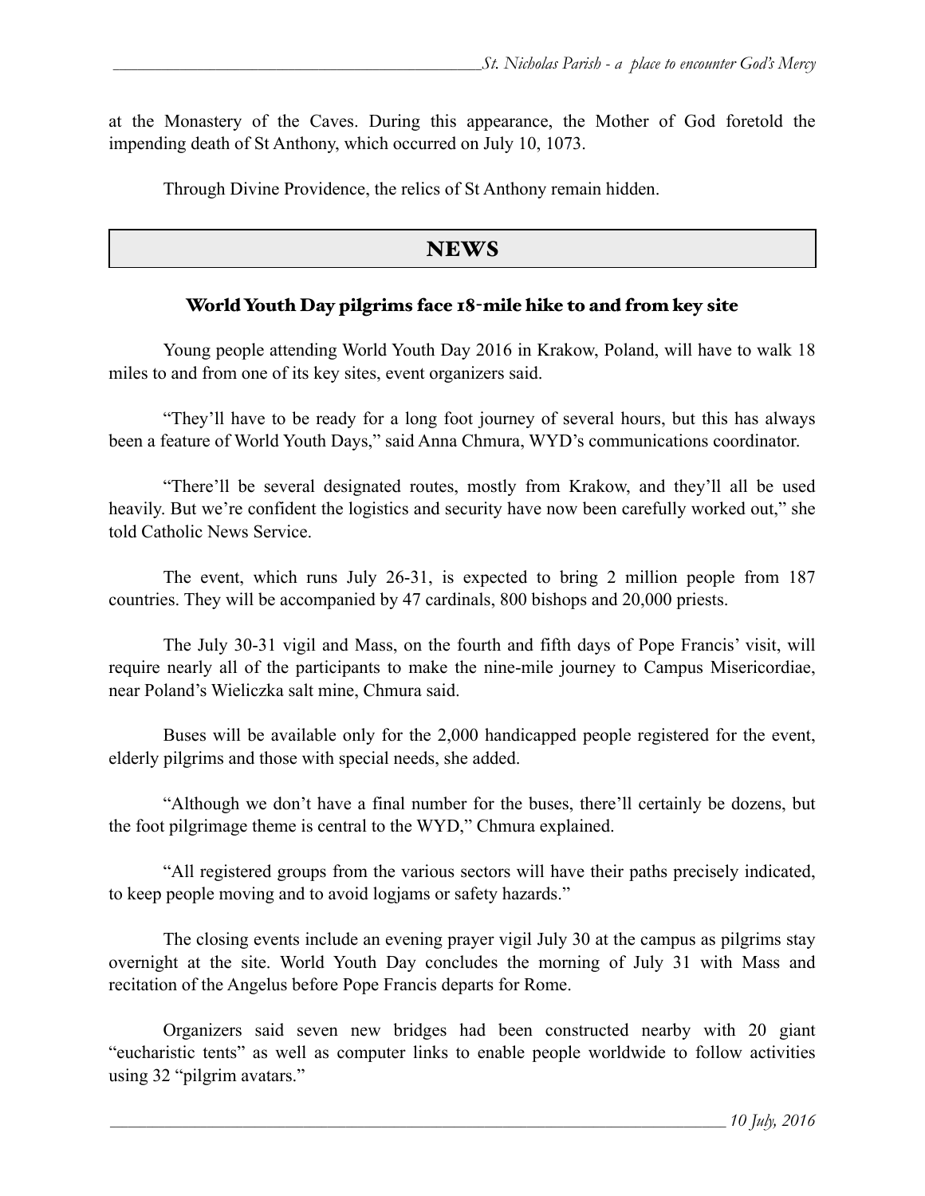at the Monastery of the Caves. During this appearance, the Mother of God foretold the impending death of St Anthony, which occurred on July 10, 1073.

Through Divine Providence, the relics of St Anthony remain hidden.

# NEWS

## World Youth Day pilgrims face 18-mile hike to and from key site

Young people attending World Youth Day 2016 in Krakow, Poland, will have to walk 18 miles to and from one of its key sites, event organizers said.

"They'll have to be ready for a long foot journey of several hours, but this has always been a feature of World Youth Days," said Anna Chmura, WYD's communications coordinator.

"There'll be several designated routes, mostly from Krakow, and they'll all be used heavily. But we're confident the logistics and security have now been carefully worked out," she told Catholic News Service.

The event, which runs July 26-31, is expected to bring 2 million people from 187 countries. They will be accompanied by 47 cardinals, 800 bishops and 20,000 priests.

The July 30-31 vigil and Mass, on the fourth and fifth days of Pope Francis' visit, will require nearly all of the participants to make the nine-mile journey to Campus Misericordiae, near Poland's Wieliczka salt mine, Chmura said.

Buses will be available only for the 2,000 handicapped people registered for the event, elderly pilgrims and those with special needs, she added.

"Although we don't have a final number for the buses, there'll certainly be dozens, but the foot pilgrimage theme is central to the WYD," Chmura explained.

"All registered groups from the various sectors will have their paths precisely indicated, to keep people moving and to avoid logjams or safety hazards."

The closing events include an evening prayer vigil July 30 at the campus as pilgrims stay overnight at the site. World Youth Day concludes the morning of July 31 with Mass and recitation of the Angelus before Pope Francis departs for Rome.

Organizers said seven new bridges had been constructed nearby with 20 giant "eucharistic tents" as well as computer links to enable people worldwide to follow activities using 32 "pilgrim avatars."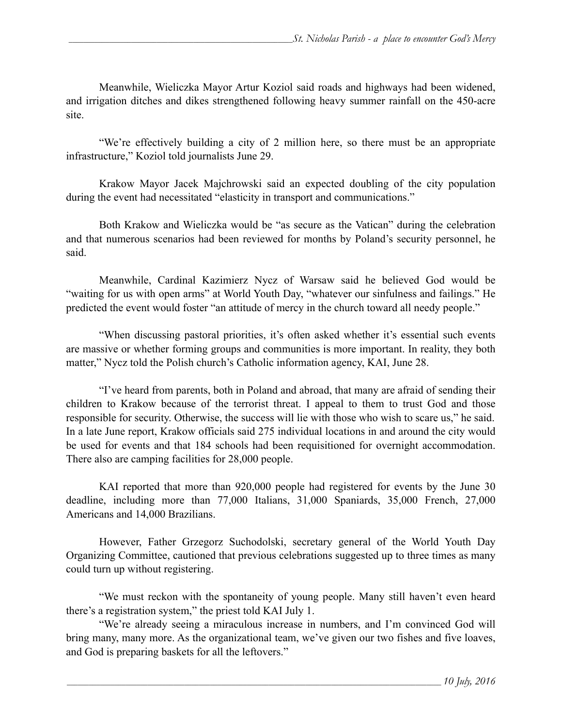Meanwhile, Wieliczka Mayor Artur Koziol said roads and highways had been widened, and irrigation ditches and dikes strengthened following heavy summer rainfall on the 450-acre site.

"We're effectively building a city of 2 million here, so there must be an appropriate infrastructure," Koziol told journalists June 29.

Krakow Mayor Jacek Majchrowski said an expected doubling of the city population during the event had necessitated "elasticity in transport and communications."

Both Krakow and Wieliczka would be "as secure as the Vatican" during the celebration and that numerous scenarios had been reviewed for months by Poland's security personnel, he said.

Meanwhile, Cardinal Kazimierz Nycz of Warsaw said he believed God would be "waiting for us with open arms" at World Youth Day, "whatever our sinfulness and failings." He predicted the event would foster "an attitude of mercy in the church toward all needy people."

"When discussing pastoral priorities, it's often asked whether it's essential such events are massive or whether forming groups and communities is more important. In reality, they both matter," Nycz told the Polish church's Catholic information agency, KAI, June 28.

"I've heard from parents, both in Poland and abroad, that many are afraid of sending their children to Krakow because of the terrorist threat. I appeal to them to trust God and those responsible for security. Otherwise, the success will lie with those who wish to scare us," he said. In a late June report, Krakow officials said 275 individual locations in and around the city would be used for events and that 184 schools had been requisitioned for overnight accommodation. There also are camping facilities for 28,000 people.

KAI reported that more than 920,000 people had registered for events by the June 30 deadline, including more than 77,000 Italians, 31,000 Spaniards, 35,000 French, 27,000 Americans and 14,000 Brazilians.

However, Father Grzegorz Suchodolski, secretary general of the World Youth Day Organizing Committee, cautioned that previous celebrations suggested up to three times as many could turn up without registering.

"We must reckon with the spontaneity of young people. Many still haven't even heard there's a registration system," the priest told KAI July 1.

"We're already seeing a miraculous increase in numbers, and I'm convinced God will bring many, many more. As the organizational team, we've given our two fishes and five loaves, and God is preparing baskets for all the leftovers."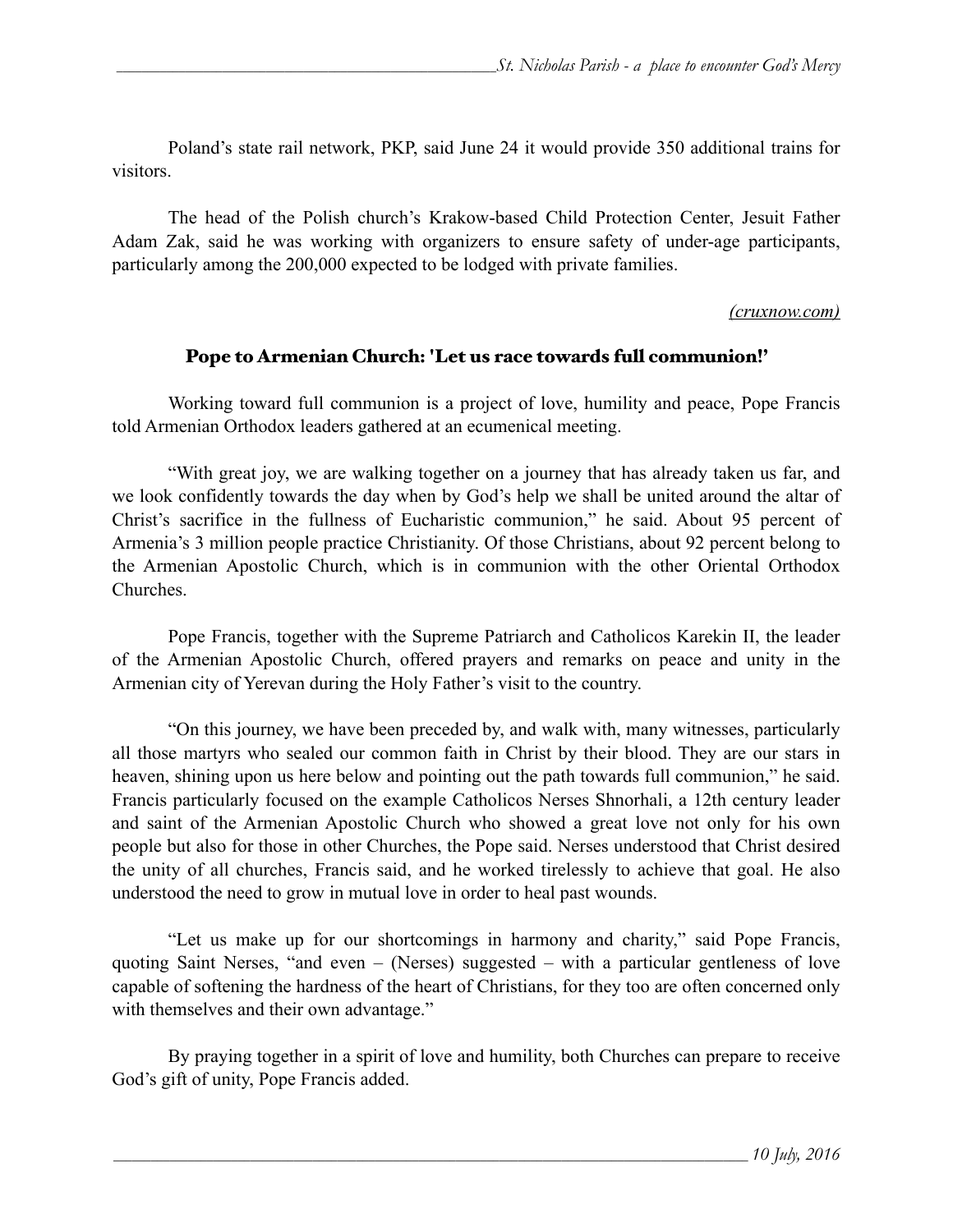Poland's state rail network, PKP, said June 24 it would provide 350 additional trains for visitors.

The head of the Polish church's Krakow-based Child Protection Center, Jesuit Father Adam Zak, said he was working with organizers to ensure safety of under-age participants, particularly among the 200,000 expected to be lodged with private families.

*(cruxnow.com)*

## Pope to Armenian Church: 'Let us race towards full communion!'

Working toward full communion is a project of love, humility and peace, Pope Francis told Armenian Orthodox leaders gathered at an ecumenical meeting.

"With great joy, we are walking together on a journey that has already taken us far, and we look confidently towards the day when by God's help we shall be united around the altar of Christ's sacrifice in the fullness of Eucharistic communion," he said. About 95 percent of Armenia's 3 million people practice Christianity. Of those Christians, about 92 percent belong to the Armenian Apostolic Church, which is in communion with the other Oriental Orthodox Churches.

Pope Francis, together with the Supreme Patriarch and Catholicos Karekin II, the leader of the Armenian Apostolic Church, offered prayers and remarks on peace and unity in the Armenian city of Yerevan during the Holy Father's visit to the country.

"On this journey, we have been preceded by, and walk with, many witnesses, particularly all those martyrs who sealed our common faith in Christ by their blood. They are our stars in heaven, shining upon us here below and pointing out the path towards full communion," he said. Francis particularly focused on the example Catholicos Nerses Shnorhali, a 12th century leader and saint of the Armenian Apostolic Church who showed a great love not only for his own people but also for those in other Churches, the Pope said. Nerses understood that Christ desired the unity of all churches, Francis said, and he worked tirelessly to achieve that goal. He also understood the need to grow in mutual love in order to heal past wounds.

"Let us make up for our shortcomings in harmony and charity," said Pope Francis, quoting Saint Nerses, "and even – (Nerses) suggested – with a particular gentleness of love capable of softening the hardness of the heart of Christians, for they too are often concerned only with themselves and their own advantage."

By praying together in a spirit of love and humility, both Churches can prepare to receive God's gift of unity, Pope Francis added.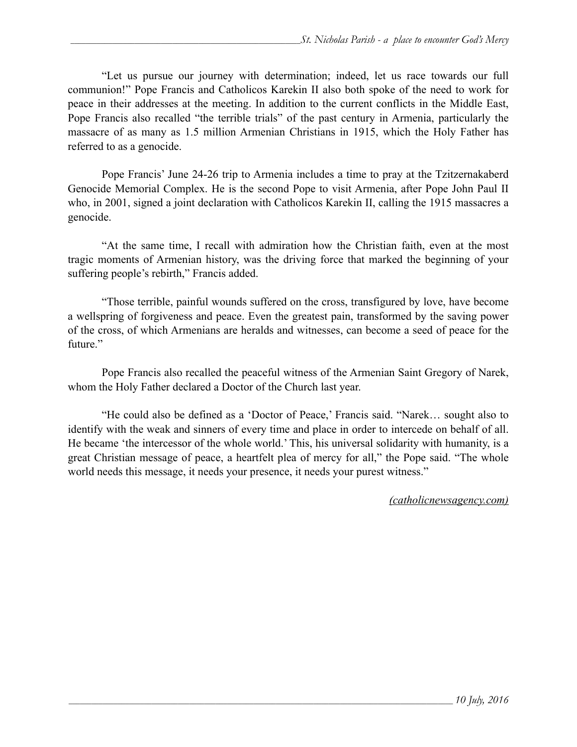"Let us pursue our journey with determination; indeed, let us race towards our full communion!" Pope Francis and Catholicos Karekin II also both spoke of the need to work for peace in their addresses at the meeting. In addition to the current conflicts in the Middle East, Pope Francis also recalled "the terrible trials" of the past century in Armenia, particularly the massacre of as many as 1.5 million Armenian Christians in 1915, which the Holy Father has referred to as a genocide.

Pope Francis' June 24-26 trip to Armenia includes a time to pray at the Tzitzernakaberd Genocide Memorial Complex. He is the second Pope to visit Armenia, after Pope John Paul II who, in 2001, signed a joint declaration with Catholicos Karekin II, calling the 1915 massacres a genocide.

"At the same time, I recall with admiration how the Christian faith, even at the most tragic moments of Armenian history, was the driving force that marked the beginning of your suffering people's rebirth," Francis added.

"Those terrible, painful wounds suffered on the cross, transfigured by love, have become a wellspring of forgiveness and peace. Even the greatest pain, transformed by the saving power of the cross, of which Armenians are heralds and witnesses, can become a seed of peace for the future."

Pope Francis also recalled the peaceful witness of the Armenian Saint Gregory of Narek, whom the Holy Father declared a Doctor of the Church last year.

"He could also be defined as a 'Doctor of Peace,' Francis said. "Narek… sought also to identify with the weak and sinners of every time and place in order to intercede on behalf of all. He became 'the intercessor of the whole world.' This, his universal solidarity with humanity, is a great Christian message of peace, a heartfelt plea of mercy for all," the Pope said. "The whole world needs this message, it needs your presence, it needs your purest witness."

*(catholicnewsagency.com)*